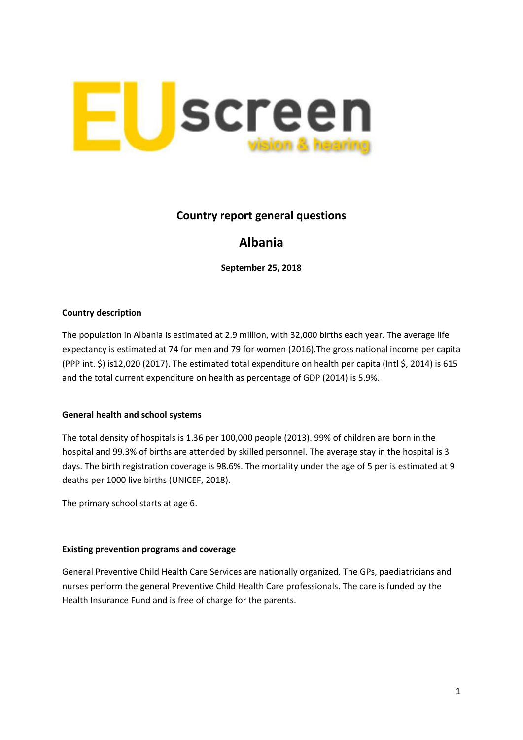EUscreen vision & hearing

## Country report general questions

# Albania

**September 25, 2018**

**Country description**

The population in Albania is estimated at 2.9 million, with 32,000 births each year. The average life expectancy is estimated at 74 for men and 79 for women (2016).The gross national income per capita (PPP int. $) is12,020 (2017). The estimated total expenditure on health per capita (Intl $, 2014) is 615 and the total current expenditure on health as percentage of GDP (2014) is 5.9%.

**General health and school systems**

The total density of hospitals is 1.36 per 100,000 people (2013). 99% of children are born in the hospital and 99.3% of births are attended by skilled personnel. The average stay in the hospital is 3 days. The birth registration coverage is 98.6%. The mortality under the age of 5 per is estimated at 9 deaths per 1000 live births (UNICEF, 2018).

The primary school starts at age 6.

**Existing prevention programs and coverage**

General Preventive Child Health Care Services are nationally organized. The GPs, paediatricians and nurses perform the general Preventive Child Health Care professionals. The care is funded by the Health Insurance Fund and is free of charge for the parents.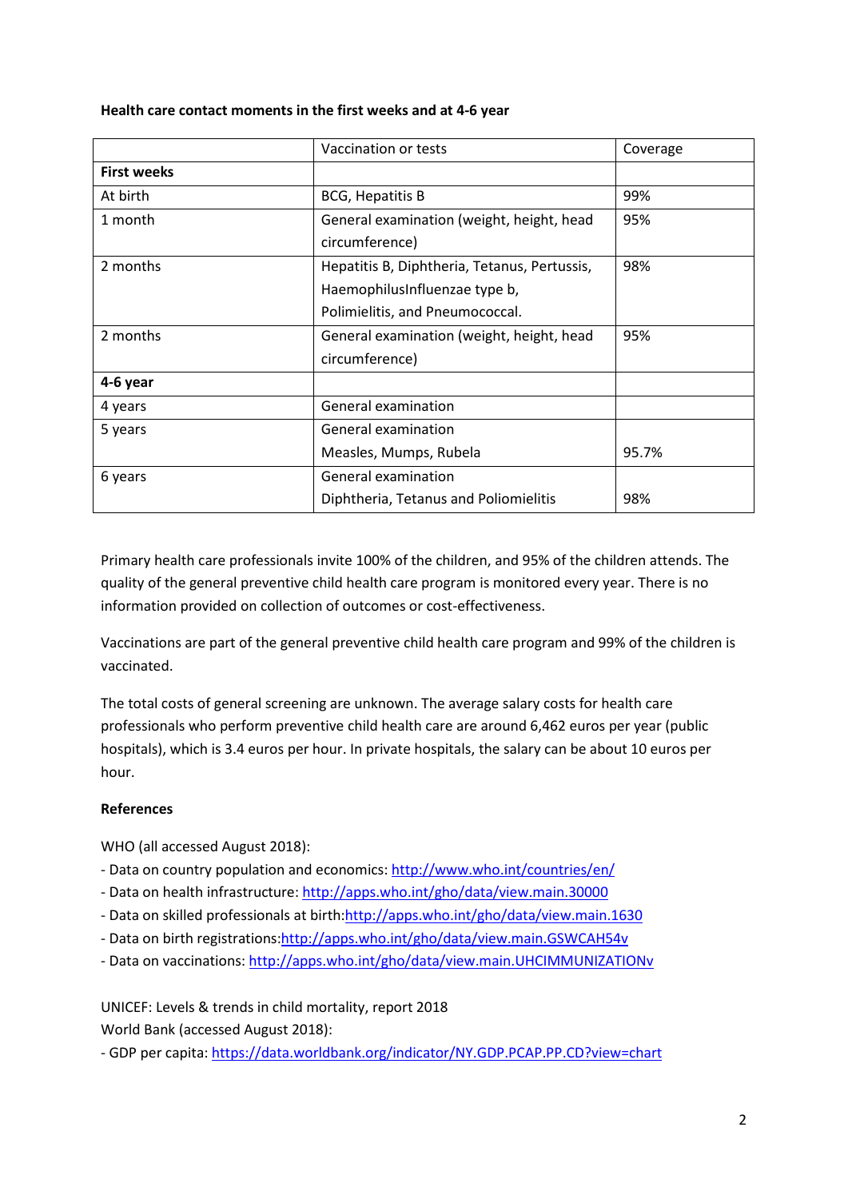**Health care contact moments in the first weeks and at 4-6 year**

| | Vaccination or tests | Coverage |
|---|---|---|
| **First weeks** | | |
| At birth | BCG, Hepatitis B | 99% |
| 1 month | General examination (weight, height, head circumference) | 95% |
| 2 months | Hepatitis B, Diphtheria, Tetanus, Pertussis, HaemophilusInfluenzae type b, Polimielitis, and Pneumococcal. | 98% |
| 2 months | General examination (weight, height, head circumference) | 95% |
| **4-6 year** | | |
| 4 years | General examination | |
| 5 years | General examination<br>Measles, Mumps, Rubela | <br>95.7% |
| 6 years | General examination<br>Diphtheria, Tetanus and Poliomielitis | <br>98% |

Primary health care professionals invite 100% of the children, and 95% of the children attends. The quality of the general preventive child health care program is monitored every year. There is no information provided on collection of outcomes or cost-effectiveness.

Vaccinations are part of the general preventive child health care program and 99% of the children is vaccinated.

The total costs of general screening are unknown. The average salary costs for health care professionals who perform preventive child health care are around 6,462 euros per year (public hospitals), which is 3.4 euros per hour. In private hospitals, the salary can be about 10 euros per hour.

**References**

WHO (all accessed August 2018):
- Data on country population and economics: http://www.who.int/countries/en/
- Data on health infrastructure: http://apps.who.int/gho/data/view.main.30000
- Data on skilled professionals at birth:http://apps.who.int/gho/data/view.main.1630
- Data on birth registrations:http://apps.who.int/gho/data/view.main.GSWCAH54v
- Data on vaccinations: http://apps.who.int/gho/data/view.main.UHCIMMUNIZATIONv

UNICEF: Levels & trends in child mortality, report 2018
World Bank (accessed August 2018):
- GDP per capita: https://data.worldbank.org/indicator/NY.GDP.PCAP.PP.CD?view=chart